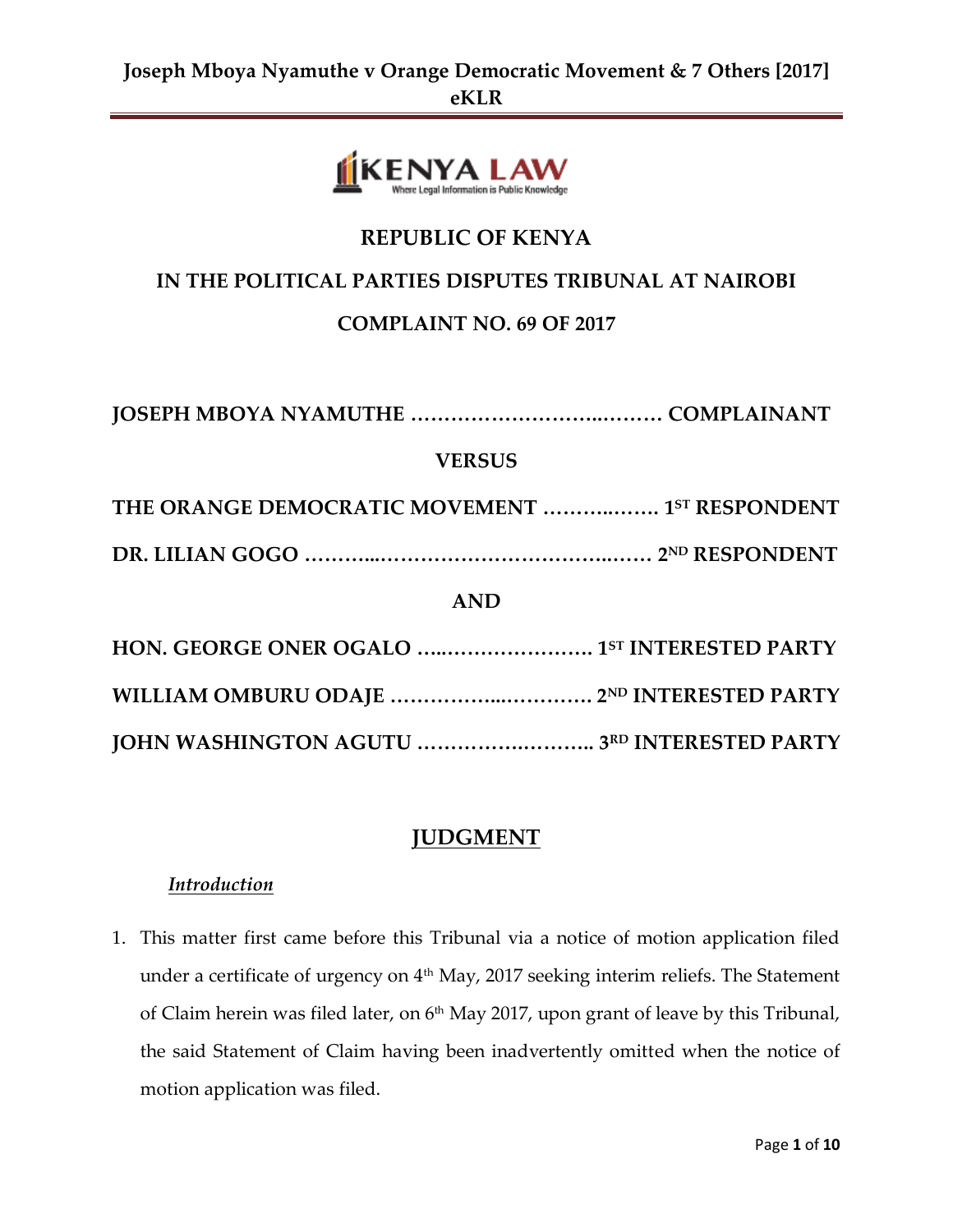# REPUBLIC OF KENYA

## IN THE POLITICAL PARTIES DISPUTES TRIBUNAL AT NAIROBI

## COMPLAINT NO. 69 OF 2017

**JOSEPH MBOYA NYAMUTHE ………………………..……… COMPLAINANT**

**VERSUS**

**THE ORANGE DEMOCRATIC MOVEMENT ………..……. 1ST RESPONDENT**

**DR. LILIAN GOGO ………..…………………………….…… 2ND RESPONDENT**

**AND**

**HON. GEORGE ONER OGALO …..…………………. 1ST INTERESTED PARTY**

**WILLIAM OMBURU ODAJE ……………..…………. 2ND INTERESTED PARTY**

**JOHN WASHINGTON AGUTU ……………..……….. 3RD INTERESTED PARTY**

## JUDGMENT

***Introduction***

1. This matter first came before this Tribunal via a notice of motion application filed under a certificate of urgency on 4th May, 2017 seeking interim reliefs. The Statement of Claim herein was filed later, on 6th May 2017, upon grant of leave by this Tribunal, the said Statement of Claim having been inadvertently omitted when the notice of motion application was filed.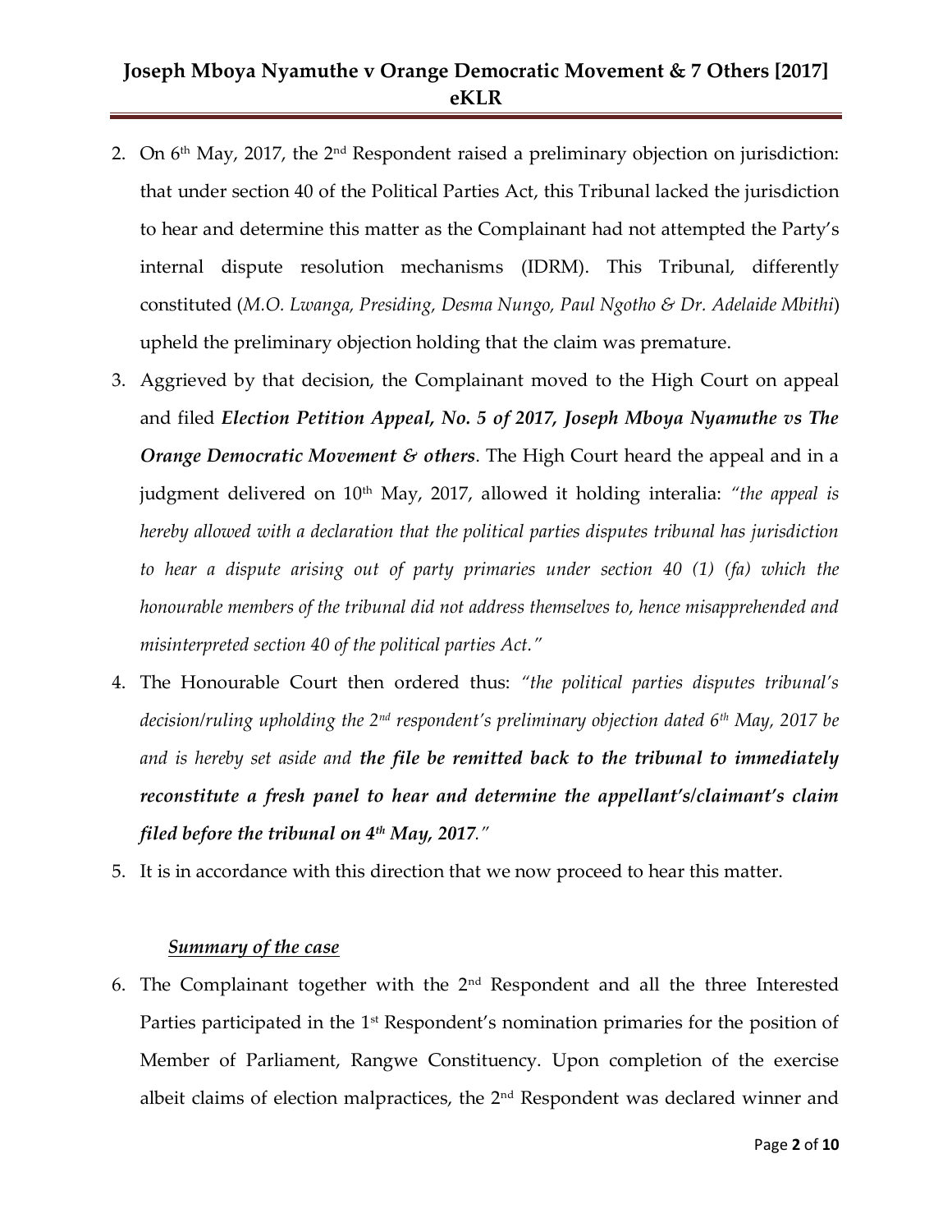2. On 6th May, 2017, the 2nd Respondent raised a preliminary objection on jurisdiction: that under section 40 of the Political Parties Act, this Tribunal lacked the jurisdiction to hear and determine this matter as the Complainant had not attempted the Party's internal dispute resolution mechanisms (IDRM). This Tribunal, differently constituted (*M.O. Lwanga, Presiding, Desma Nungo, Paul Ngotho & Dr. Adelaide Mbithi*) upheld the preliminary objection holding that the claim was premature.
3. Aggrieved by that decision, the Complainant moved to the High Court on appeal and filed ***Election Petition Appeal, No. 5 of 2017, Joseph Mboya Nyamuthe vs The Orange Democratic Movement & others***. The High Court heard the appeal and in a judgment delivered on 10th May, 2017, allowed it holding interalia: *"the appeal is hereby allowed with a declaration that the political parties disputes tribunal has jurisdiction to hear a dispute arising out of party primaries under section 40 (1) (fa) which the honourable members of the tribunal did not address themselves to, hence misapprehended and misinterpreted section 40 of the political parties Act."*
4. The Honourable Court then ordered thus: *"the political parties disputes tribunal's decision/ruling upholding the 2nd respondent's preliminary objection dated 6th May, 2017 be and is hereby set aside and **the file be remitted back to the tribunal to immediately reconstitute a fresh panel to hear and determine the appellant's/claimant's claim filed before the tribunal on 4th May, 2017**."*
5. It is in accordance with this direction that we now proceed to hear this matter.

***Summary of the case***

6. The Complainant together with the 2nd Respondent and all the three Interested Parties participated in the 1st Respondent's nomination primaries for the position of Member of Parliament, Rangwe Constituency. Upon completion of the exercise albeit claims of election malpractices, the 2nd Respondent was declared winner and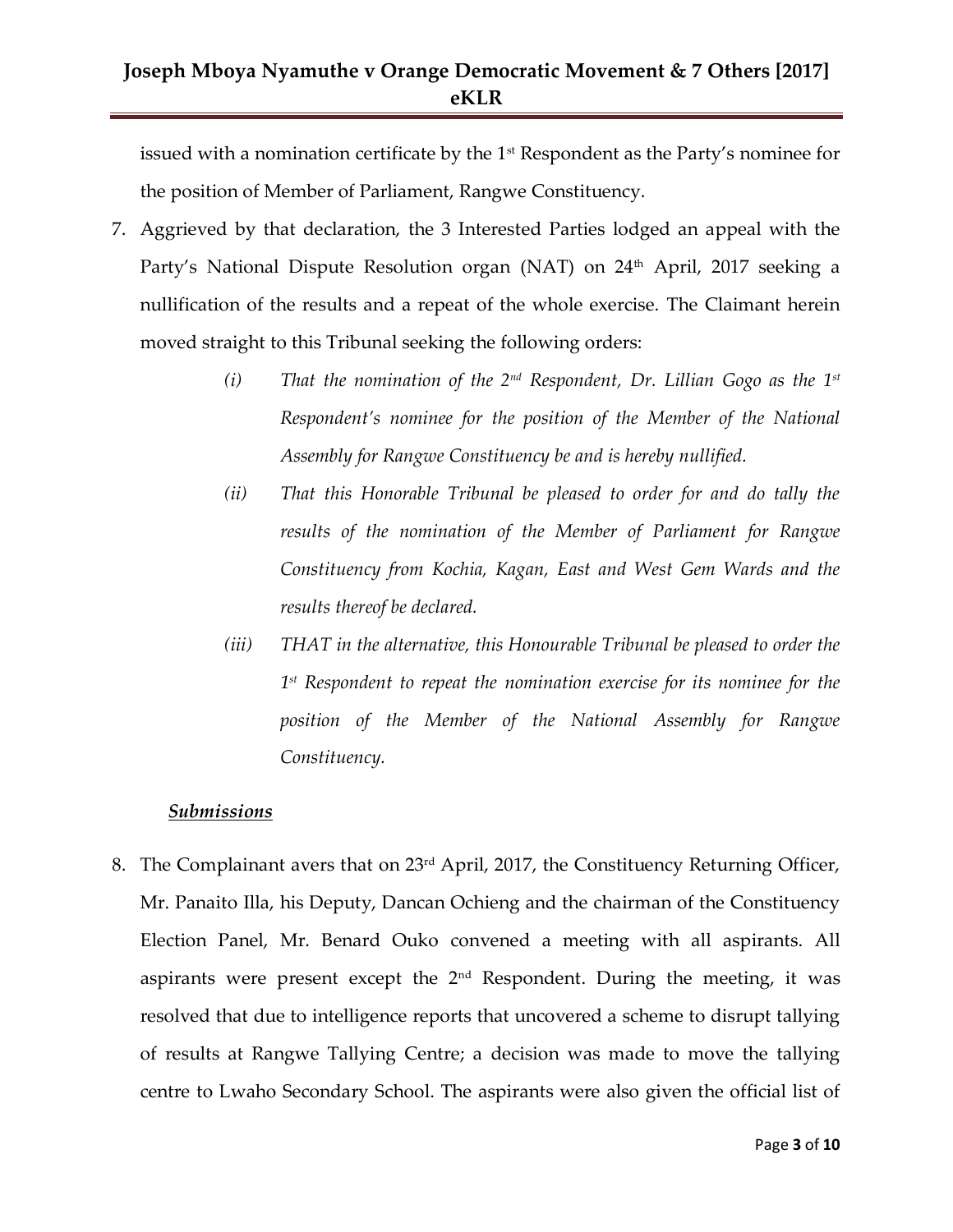issued with a nomination certificate by the 1st Respondent as the Party's nominee for the position of Member of Parliament, Rangwe Constituency.

7. Aggrieved by that declaration, the 3 Interested Parties lodged an appeal with the Party's National Dispute Resolution organ (NAT) on 24th April, 2017 seeking a nullification of the results and a repeat of the whole exercise. The Claimant herein moved straight to this Tribunal seeking the following orders:

   (i) *That the nomination of the 2nd Respondent, Dr. Lillian Gogo as the 1st Respondent's nominee for the position of the Member of the National Assembly for Rangwe Constituency be and is hereby nullified.*

   (ii) *That this Honorable Tribunal be pleased to order for and do tally the results of the nomination of the Member of Parliament for Rangwe Constituency from Kochia, Kagan, East and West Gem Wards and the results thereof be declared.*

   (iii) *THAT in the alternative, this Honourable Tribunal be pleased to order the 1st Respondent to repeat the nomination exercise for its nominee for the position of the Member of the National Assembly for Rangwe Constituency.*

***Submissions***

8. The Complainant avers that on 23rd April, 2017, the Constituency Returning Officer, Mr. Panaito Illa, his Deputy, Dancan Ochieng and the chairman of the Constituency Election Panel, Mr. Benard Ouko convened a meeting with all aspirants. All aspirants were present except the 2nd Respondent. During the meeting, it was resolved that due to intelligence reports that uncovered a scheme to disrupt tallying of results at Rangwe Tallying Centre; a decision was made to move the tallying centre to Lwaho Secondary School. The aspirants were also given the official list of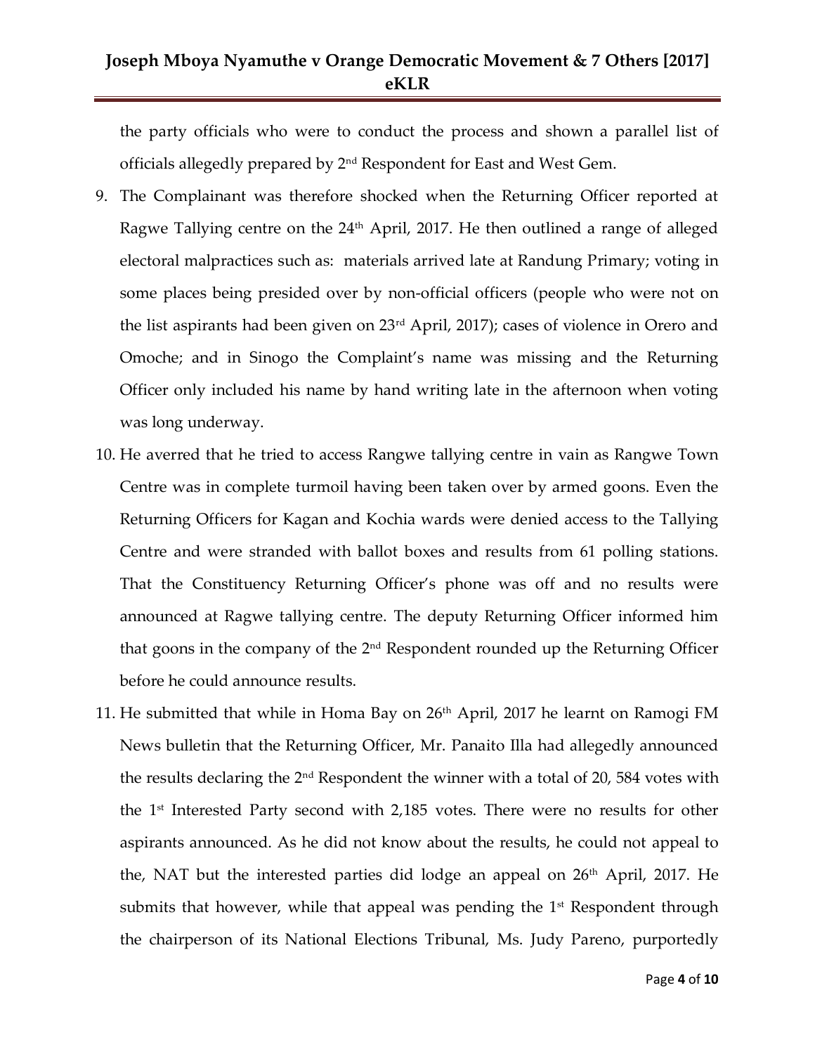the party officials who were to conduct the process and shown a parallel list of officials allegedly prepared by 2nd Respondent for East and West Gem.

9. The Complainant was therefore shocked when the Returning Officer reported at Ragwe Tallying centre on the 24th April, 2017. He then outlined a range of alleged electoral malpractices such as: materials arrived late at Randung Primary; voting in some places being presided over by non-official officers (people who were not on the list aspirants had been given on 23rd April, 2017); cases of violence in Orero and Omoche; and in Sinogo the Complaint's name was missing and the Returning Officer only included his name by hand writing late in the afternoon when voting was long underway.
10. He averred that he tried to access Rangwe tallying centre in vain as Rangwe Town Centre was in complete turmoil having been taken over by armed goons. Even the Returning Officers for Kagan and Kochia wards were denied access to the Tallying Centre and were stranded with ballot boxes and results from 61 polling stations. That the Constituency Returning Officer's phone was off and no results were announced at Ragwe tallying centre. The deputy Returning Officer informed him that goons in the company of the 2nd Respondent rounded up the Returning Officer before he could announce results.
11. He submitted that while in Homa Bay on 26th April, 2017 he learnt on Ramogi FM News bulletin that the Returning Officer, Mr. Panaito Illa had allegedly announced the results declaring the 2nd Respondent the winner with a total of 20, 584 votes with the 1st Interested Party second with 2,185 votes. There were no results for other aspirants announced. As he did not know about the results, he could not appeal to the, NAT but the interested parties did lodge an appeal on 26th April, 2017. He submits that however, while that appeal was pending the 1st Respondent through the chairperson of its National Elections Tribunal, Ms. Judy Pareno, purportedly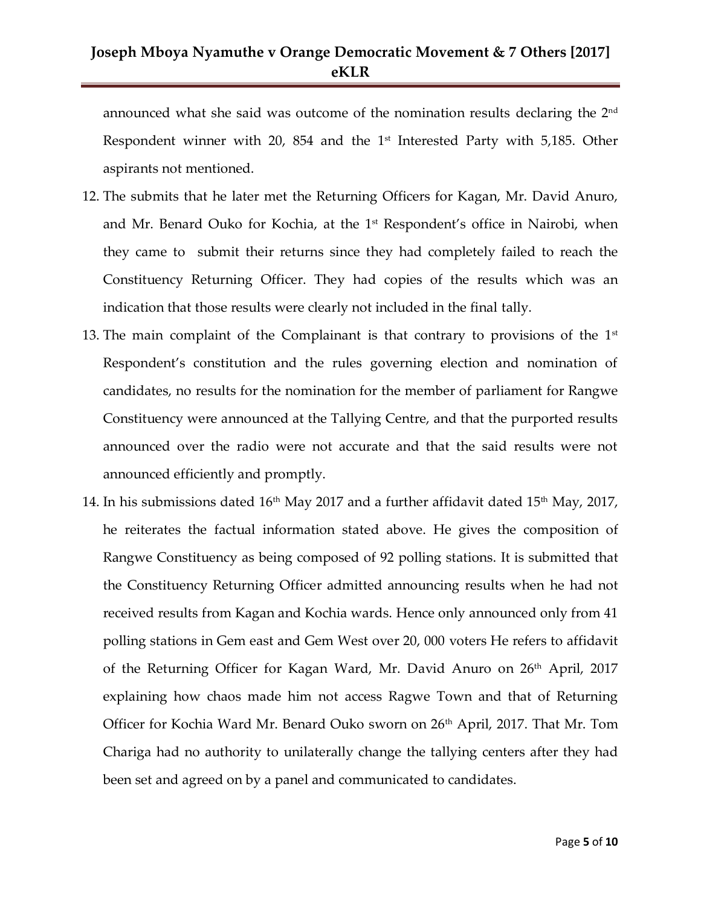announced what she said was outcome of the nomination results declaring the 2nd Respondent winner with 20, 854 and the 1st Interested Party with 5,185. Other aspirants not mentioned.

12. The submits that he later met the Returning Officers for Kagan, Mr. David Anuro, and Mr. Benard Ouko for Kochia, at the 1st Respondent's office in Nairobi, when they came to submit their returns since they had completely failed to reach the Constituency Returning Officer. They had copies of the results which was an indication that those results were clearly not included in the final tally.
13. The main complaint of the Complainant is that contrary to provisions of the 1st Respondent's constitution and the rules governing election and nomination of candidates, no results for the nomination for the member of parliament for Rangwe Constituency were announced at the Tallying Centre, and that the purported results announced over the radio were not accurate and that the said results were not announced efficiently and promptly.
14. In his submissions dated 16th May 2017 and a further affidavit dated 15th May, 2017, he reiterates the factual information stated above. He gives the composition of Rangwe Constituency as being composed of 92 polling stations. It is submitted that the Constituency Returning Officer admitted announcing results when he had not received results from Kagan and Kochia wards. Hence only announced only from 41 polling stations in Gem east and Gem West over 20, 000 voters He refers to affidavit of the Returning Officer for Kagan Ward, Mr. David Anuro on 26th April, 2017 explaining how chaos made him not access Ragwe Town and that of Returning Officer for Kochia Ward Mr. Benard Ouko sworn on 26th April, 2017. That Mr. Tom Chariga had no authority to unilaterally change the tallying centers after they had been set and agreed on by a panel and communicated to candidates.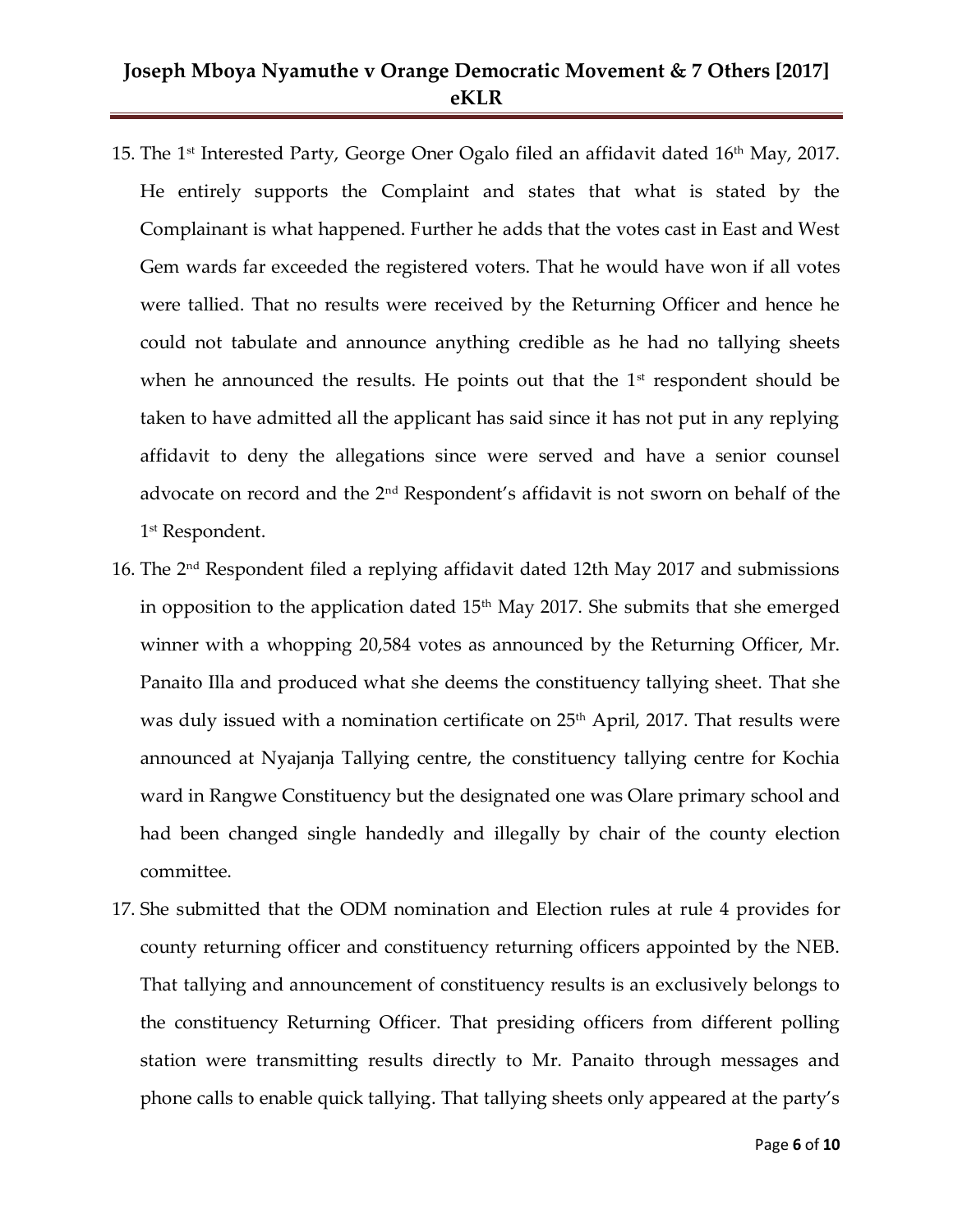15. The 1st Interested Party, George Oner Ogalo filed an affidavit dated 16th May, 2017. He entirely supports the Complaint and states that what is stated by the Complainant is what happened. Further he adds that the votes cast in East and West Gem wards far exceeded the registered voters. That he would have won if all votes were tallied. That no results were received by the Returning Officer and hence he could not tabulate and announce anything credible as he had no tallying sheets when he announced the results. He points out that the 1st respondent should be taken to have admitted all the applicant has said since it has not put in any replying affidavit to deny the allegations since were served and have a senior counsel advocate on record and the 2nd Respondent's affidavit is not sworn on behalf of the 1st Respondent.

16. The 2nd Respondent filed a replying affidavit dated 12th May 2017 and submissions in opposition to the application dated 15th May 2017. She submits that she emerged winner with a whopping 20,584 votes as announced by the Returning Officer, Mr. Panaito Illa and produced what she deems the constituency tallying sheet. That she was duly issued with a nomination certificate on 25th April, 2017. That results were announced at Nyajanja Tallying centre, the constituency tallying centre for Kochia ward in Rangwe Constituency but the designated one was Olare primary school and had been changed single handedly and illegally by chair of the county election committee.

17. She submitted that the ODM nomination and Election rules at rule 4 provides for county returning officer and constituency returning officers appointed by the NEB. That tallying and announcement of constituency results is an exclusively belongs to the constituency Returning Officer. That presiding officers from different polling station were transmitting results directly to Mr. Panaito through messages and phone calls to enable quick tallying. That tallying sheets only appeared at the party's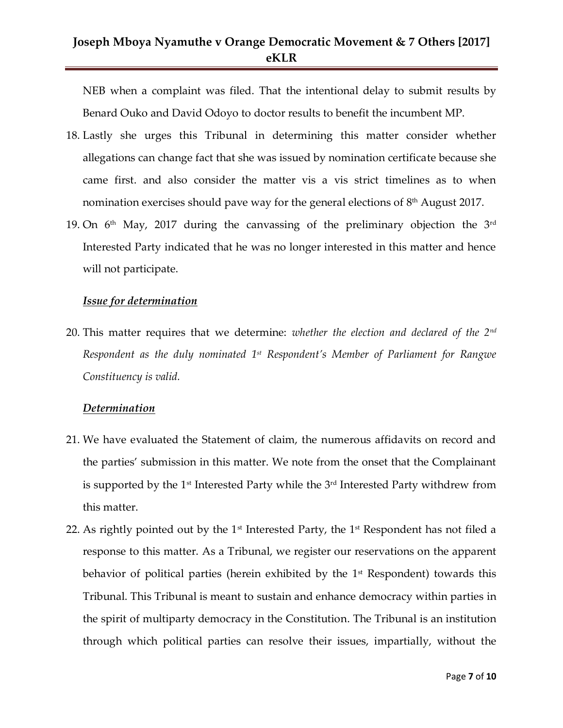NEB when a complaint was filed. That the intentional delay to submit results by Benard Ouko and David Odoyo to doctor results to benefit the incumbent MP.

18. Lastly she urges this Tribunal in determining this matter consider whether allegations can change fact that she was issued by nomination certificate because she came first. and also consider the matter vis a vis strict timelines as to when nomination exercises should pave way for the general elections of 8th August 2017.

19. On 6th May, 2017 during the canvassing of the preliminary objection the 3rd Interested Party indicated that he was no longer interested in this matter and hence will not participate.

***Issue for determination***

20. This matter requires that we determine: *whether the election and declared of the 2nd Respondent as the duly nominated 1st Respondent's Member of Parliament for Rangwe Constituency is valid.*

***Determination***

21. We have evaluated the Statement of claim, the numerous affidavits on record and the parties' submission in this matter. We note from the onset that the Complainant is supported by the 1st Interested Party while the 3rd Interested Party withdrew from this matter.

22. As rightly pointed out by the 1st Interested Party, the 1st Respondent has not filed a response to this matter. As a Tribunal, we register our reservations on the apparent behavior of political parties (herein exhibited by the 1st Respondent) towards this Tribunal. This Tribunal is meant to sustain and enhance democracy within parties in the spirit of multiparty democracy in the Constitution. The Tribunal is an institution through which political parties can resolve their issues, impartially, without the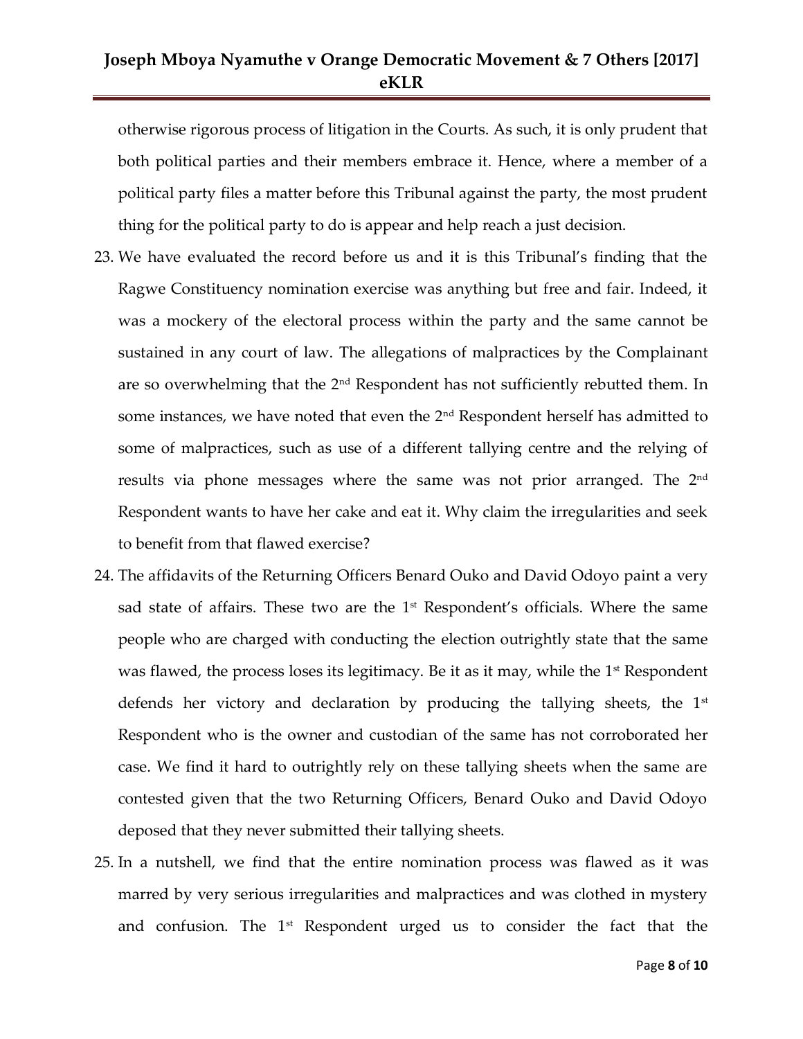otherwise rigorous process of litigation in the Courts. As such, it is only prudent that both political parties and their members embrace it. Hence, where a member of a political party files a matter before this Tribunal against the party, the most prudent thing for the political party to do is appear and help reach a just decision.

23. We have evaluated the record before us and it is this Tribunal's finding that the Ragwe Constituency nomination exercise was anything but free and fair. Indeed, it was a mockery of the electoral process within the party and the same cannot be sustained in any court of law. The allegations of malpractices by the Complainant are so overwhelming that the 2nd Respondent has not sufficiently rebutted them. In some instances, we have noted that even the 2nd Respondent herself has admitted to some of malpractices, such as use of a different tallying centre and the relying of results via phone messages where the same was not prior arranged. The 2nd Respondent wants to have her cake and eat it. Why claim the irregularities and seek to benefit from that flawed exercise?
24. The affidavits of the Returning Officers Benard Ouko and David Odoyo paint a very sad state of affairs. These two are the 1st Respondent's officials. Where the same people who are charged with conducting the election outrightly state that the same was flawed, the process loses its legitimacy. Be it as it may, while the 1st Respondent defends her victory and declaration by producing the tallying sheets, the 1st Respondent who is the owner and custodian of the same has not corroborated her case. We find it hard to outrightly rely on these tallying sheets when the same are contested given that the two Returning Officers, Benard Ouko and David Odoyo deposed that they never submitted their tallying sheets.
25. In a nutshell, we find that the entire nomination process was flawed as it was marred by very serious irregularities and malpractices and was clothed in mystery and confusion. The 1st Respondent urged us to consider the fact that the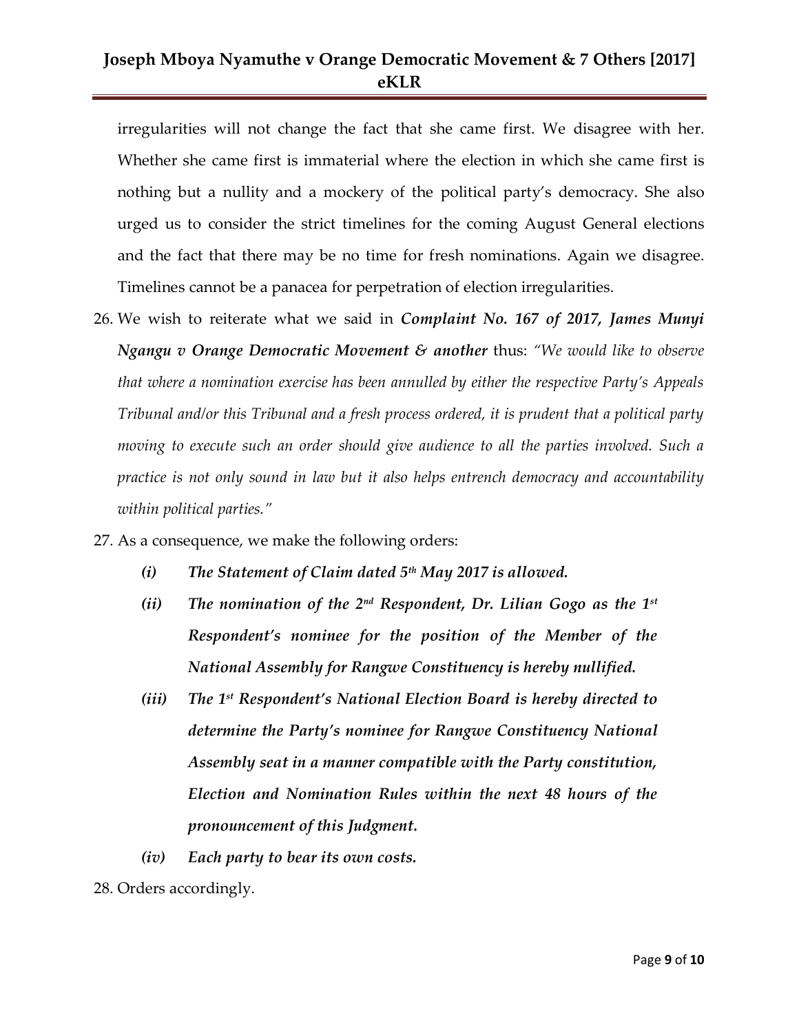irregularities will not change the fact that she came first. We disagree with her. Whether she came first is immaterial where the election in which she came first is nothing but a nullity and a mockery of the political party's democracy. She also urged us to consider the strict timelines for the coming August General elections and the fact that there may be no time for fresh nominations. Again we disagree. Timelines cannot be a panacea for perpetration of election irregularities.

26. We wish to reiterate what we said in ***Complaint No. 167 of 2017, James Munyi Ngangu v Orange Democratic Movement & another*** thus: *"We would like to observe that where a nomination exercise has been annulled by either the respective Party's Appeals Tribunal and/or this Tribunal and a fresh process ordered, it is prudent that a political party moving to execute such an order should give audience to all the parties involved. Such a practice is not only sound in law but it also helps entrench democracy and accountability within political parties."*

27. As a consequence, we make the following orders:

    ***(i) The Statement of Claim dated 5th May 2017 is allowed.***

    ***(ii) The nomination of the 2nd Respondent, Dr. Lilian Gogo as the 1st Respondent's nominee for the position of the Member of the National Assembly for Rangwe Constituency is hereby nullified.***

    ***(iii) The 1st Respondent's National Election Board is hereby directed to determine the Party's nominee for Rangwe Constituency National Assembly seat in a manner compatible with the Party constitution, Election and Nomination Rules within the next 48 hours of the pronouncement of this Judgment.***

    ***(iv) Each party to bear its own costs.***

28. Orders accordingly.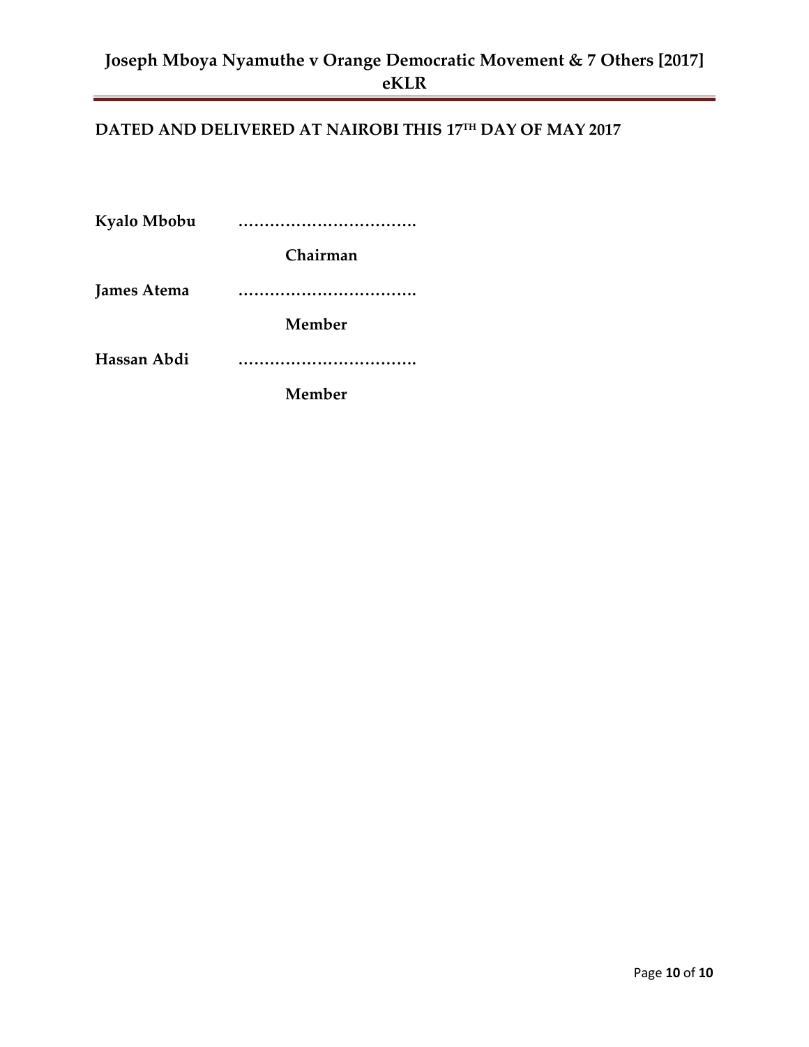**DATED AND DELIVERED AT NAIROBI THIS 17TH DAY OF MAY 2017**

**Kyalo Mbobu** …………………………….

**Chairman**

**James Atema** …………………………….

**Member**

**Hassan Abdi** …………………………….

**Member**